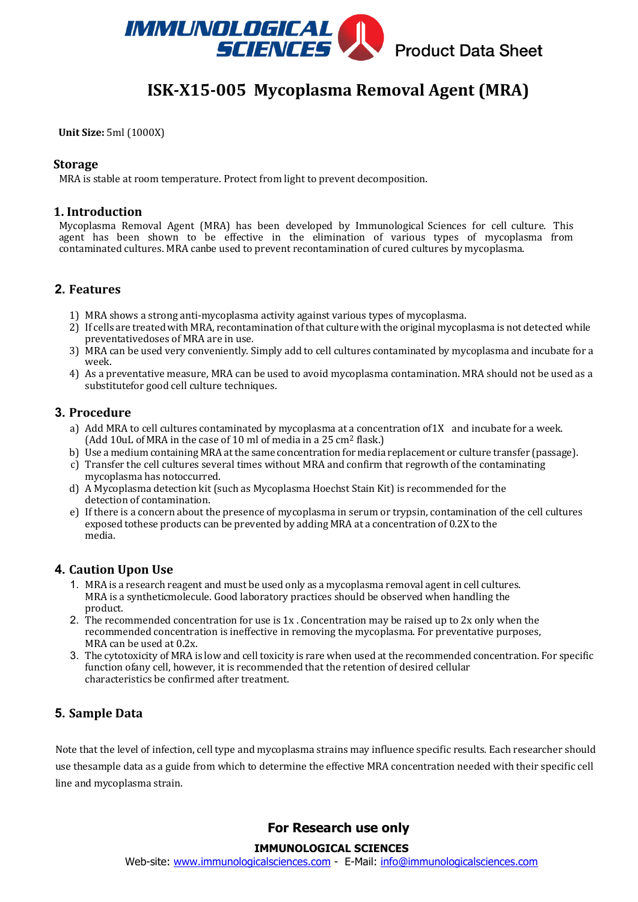# ISK-X15-005 Mycoplasma Removal Agent (MRA)

**Unit Size:** 5ml (1000X)

## Storage

MRA is stable at room temperature. Protect from light to prevent decomposition.

## 1. Introduction

Mycoplasma Removal Agent (MRA) has been developed by Immunological Sciences for cell culture. This agent has been shown to be effective in the elimination of various types of mycoplasma from contaminated cultures. MRA canbe used to prevent recontamination of cured cultures by mycoplasma.

## 2. Features

1) MRA shows a strong anti-mycoplasma activity against various types of mycoplasma.
2) If cells are treated with MRA, recontamination of that culture with the original mycoplasma is not detected while preventativedoses of MRA are in use.
3) MRA can be used very conveniently. Simply add to cell cultures contaminated by mycoplasma and incubate for a week.
4) As a preventative measure, MRA can be used to avoid mycoplasma contamination. MRA should not be used as a substitutefor good cell culture techniques.

## 3. Procedure

a) Add MRA to cell cultures contaminated by mycoplasma at a concentration of1X and incubate for a week. (Add 10uL of MRA in the case of 10 ml of media in a 25 cm$^2$ flask.)
b) Use a medium containing MRA at the same concentration for media replacement or culture transfer (passage).
c) Transfer the cell cultures several times without MRA and confirm that regrowth of the contaminating mycoplasma has notoccurred.
d) A Mycoplasma detection kit (such as Mycoplasma Hoechst Stain Kit) is recommended for the detection of contamination.
e) If there is a concern about the presence of mycoplasma in serum or trypsin, contamination of the cell cultures exposed tothese products can be prevented by adding MRA at a concentration of 0.2X to the media.

## 4. Caution Upon Use

1. MRA is a research reagent and must be used only as a mycoplasma removal agent in cell cultures. MRA is a syntheticmolecule. Good laboratory practices should be observed when handling the product.
2. The recommended concentration for use is 1x . Concentration may be raised up to 2x only when the recommended concentration is ineffective in removing the mycoplasma. For preventative purposes, MRA can be used at 0.2x.
3. The cytotoxicity of MRA is low and cell toxicity is rare when used at the recommended concentration. For specific function ofany cell, however, it is recommended that the retention of desired cellular characteristics be confirmed after treatment.

## 5. Sample Data

Note that the level of infection, cell type and mycoplasma strains may influence specific results. Each researcher should use thesample data as a guide from which to determine the effective MRA concentration needed with their specific cell line and mycoplasma strain.

**For Research use only**

**IMMUNOLOGICAL SCIENCES**
Web-site: www.immunologicalsciences.com - E-Mail: info@immunologicalsciences.com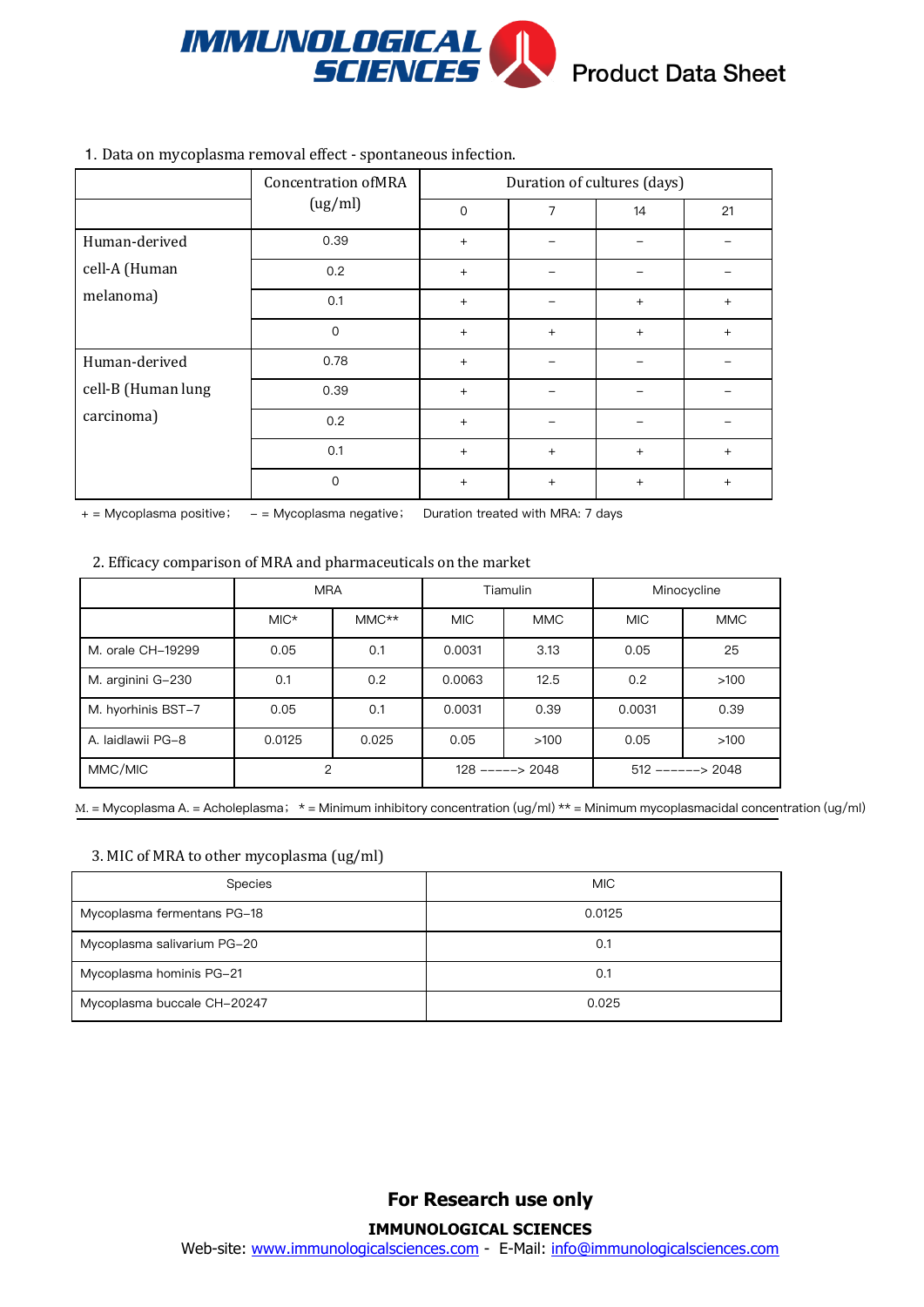1. Data on mycoplasma removal effect - spontaneous infection.

| | Concentration ofMRA (ug/ml) | Duration of cultures (days) | | | |
|---|---|---|---|---|---|
| | | 0 | 7 | 14 | 21 |
| Human-derived cell-A (Human melanoma) | 0.39 | + | – | – | – |
| | 0.2 | + | – | – | – |
| | 0.1 | + | – | + | + |
| | 0 | + | + | + | + |
| Human-derived cell-B (Human lung carcinoma) | 0.78 | + | – | – | – |
| | 0.39 | + | – | – | – |
| | 0.2 | + | – | – | – |
| | 0.1 | + | + | + | + |
| | 0 | + | + | + | + |

+ = Mycoplasma positive； – = Mycoplasma negative； Duration treated with MRA: 7 days

2. Efficacy comparison of MRA and pharmaceuticals on the market

| | MRA | | Tiamulin | | Minocycline | |
|---|---|---|---|---|---|---|
| | MIC* | MMC** | MIC | MMC | MIC | MMC |
| M. orale CH–19299 | 0.05 | 0.1 | 0.0031 | 3.13 | 0.05 | 25 |
| M. arginini G–230 | 0.1 | 0.2 | 0.0063 | 12.5 | 0.2 | >100 |
| M. hyorhinis BST–7 | 0.05 | 0.1 | 0.0031 | 0.39 | 0.0031 | 0.39 |
| A. laidlawii PG–8 | 0.0125 | 0.025 | 0.05 | >100 | 0.05 | >100 |
| MMC/MIC | 2 | | 128 –––––> 2048 | | 512 ––––––> 2048 | |

M. = Mycoplasma A. = Acholeplasma； * = Minimum inhibitory concentration (ug/ml) ** = Minimum mycoplasmacidal concentration (ug/ml)

3. MIC of MRA to other mycoplasma (ug/ml)

| Species | MIC |
|---|---|
| Mycoplasma fermentans PG–18 | 0.0125 |
| Mycoplasma salivarium PG–20 | 0.1 |
| Mycoplasma hominis PG–21 | 0.1 |
| Mycoplasma buccale CH–20247 | 0.025 |

**For Research use only**

**IMMUNOLOGICAL SCIENCES**

Web-site: www.immunologicalsciences.com - E-Mail: info@immunologicalsciences.com